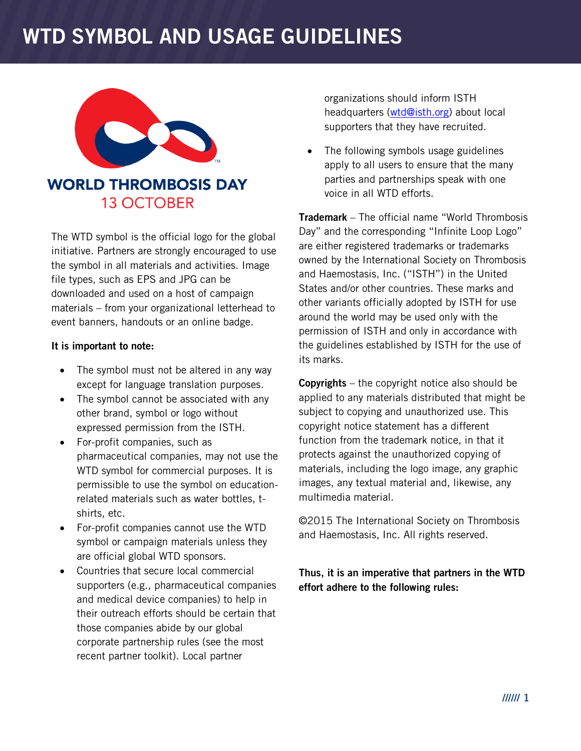# WTD SYMBOL AND USAGE GUIDELINES

WORLD THROMBOSIS DAY
13 OCTOBER

The WTD symbol is the official logo for the global initiative. Partners are strongly encouraged to use the symbol in all materials and activities. Image file types, such as EPS and JPG can be downloaded and used on a host of campaign materials – from your organizational letterhead to event banners, handouts or an online badge.

**It is important to note:**

- The symbol must not be altered in any way except for language translation purposes.
- The symbol cannot be associated with any other brand, symbol or logo without expressed permission from the ISTH.
- For-profit companies, such as pharmaceutical companies, may not use the WTD symbol for commercial purposes. It is permissible to use the symbol on education-related materials such as water bottles, t-shirts, etc.
- For-profit companies cannot use the WTD symbol or campaign materials unless they are official global WTD sponsors.
- Countries that secure local commercial supporters (e.g., pharmaceutical companies and medical device companies) to help in their outreach efforts should be certain that those companies abide by our global corporate partnership rules (see the most recent partner toolkit). Local partner organizations should inform ISTH headquarters (wtd@isth.org) about local supporters that they have recruited.
- The following symbols usage guidelines apply to all users to ensure that the many parties and partnerships speak with one voice in all WTD efforts.

**Trademark** – The official name "World Thrombosis Day" and the corresponding "Infinite Loop Logo" are either registered trademarks or trademarks owned by the International Society on Thrombosis and Haemostasis, Inc. ("ISTH") in the United States and/or other countries. These marks and other variants officially adopted by ISTH for use around the world may be used only with the permission of ISTH and only in accordance with the guidelines established by ISTH for the use of its marks.

**Copyrights** – the copyright notice also should be applied to any materials distributed that might be subject to copying and unauthorized use. This copyright notice statement has a different function from the trademark notice, in that it protects against the unauthorized copying of materials, including the logo image, any graphic images, any textual material and, likewise, any multimedia material.

©2015 The International Society on Thrombosis and Haemostasis, Inc. All rights reserved.

**Thus, it is an imperative that partners in the WTD effort adhere to the following rules:**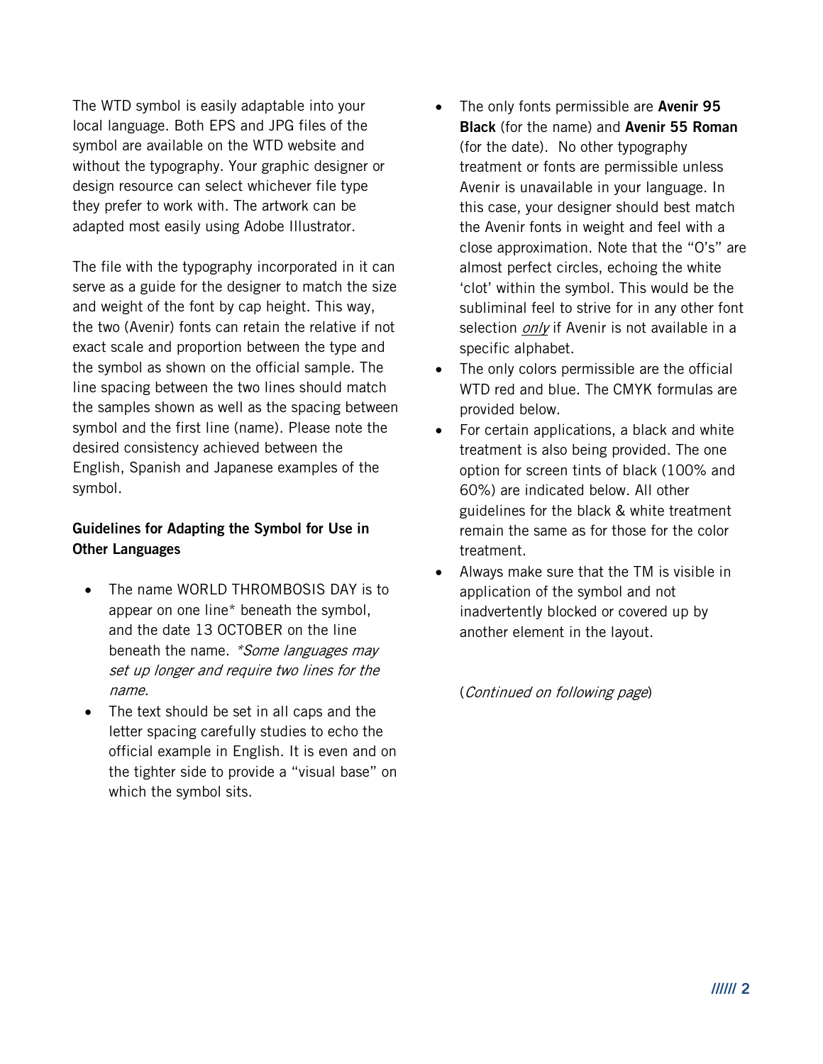The WTD symbol is easily adaptable into your local language. Both EPS and JPG files of the symbol are available on the WTD website and without the typography. Your graphic designer or design resource can select whichever file type they prefer to work with. The artwork can be adapted most easily using Adobe Illustrator.

The file with the typography incorporated in it can serve as a guide for the designer to match the size and weight of the font by cap height. This way, the two (Avenir) fonts can retain the relative if not exact scale and proportion between the type and the symbol as shown on the official sample. The line spacing between the two lines should match the samples shown as well as the spacing between symbol and the first line (name). Please note the desired consistency achieved between the English, Spanish and Japanese examples of the symbol.

**Guidelines for Adapting the Symbol for Use in Other Languages**

- The name WORLD THROMBOSIS DAY is to appear on one line* beneath the symbol, and the date 13 OCTOBER on the line beneath the name. *\*Some languages may set up longer and require two lines for the name.*
- The text should be set in all caps and the letter spacing carefully studies to echo the official example in English. It is even and on the tighter side to provide a "visual base" on which the symbol sits.
- The only fonts permissible are **Avenir 95 Black** (for the name) and **Avenir 55 Roman** (for the date). No other typography treatment or fonts are permissible unless Avenir is unavailable in your language. In this case, your designer should best match the Avenir fonts in weight and feel with a close approximation. Note that the "O's" are almost perfect circles, echoing the white 'clot' within the symbol. This would be the subliminal feel to strive for in any other font selection *only* if Avenir is not available in a specific alphabet.
- The only colors permissible are the official WTD red and blue. The CMYK formulas are provided below.
- For certain applications, a black and white treatment is also being provided. The one option for screen tints of black (100% and 60%) are indicated below. All other guidelines for the black & white treatment remain the same as for those for the color treatment.
- Always make sure that the TM is visible in application of the symbol and not inadvertently blocked or covered up by another element in the layout.

(*Continued on following page*)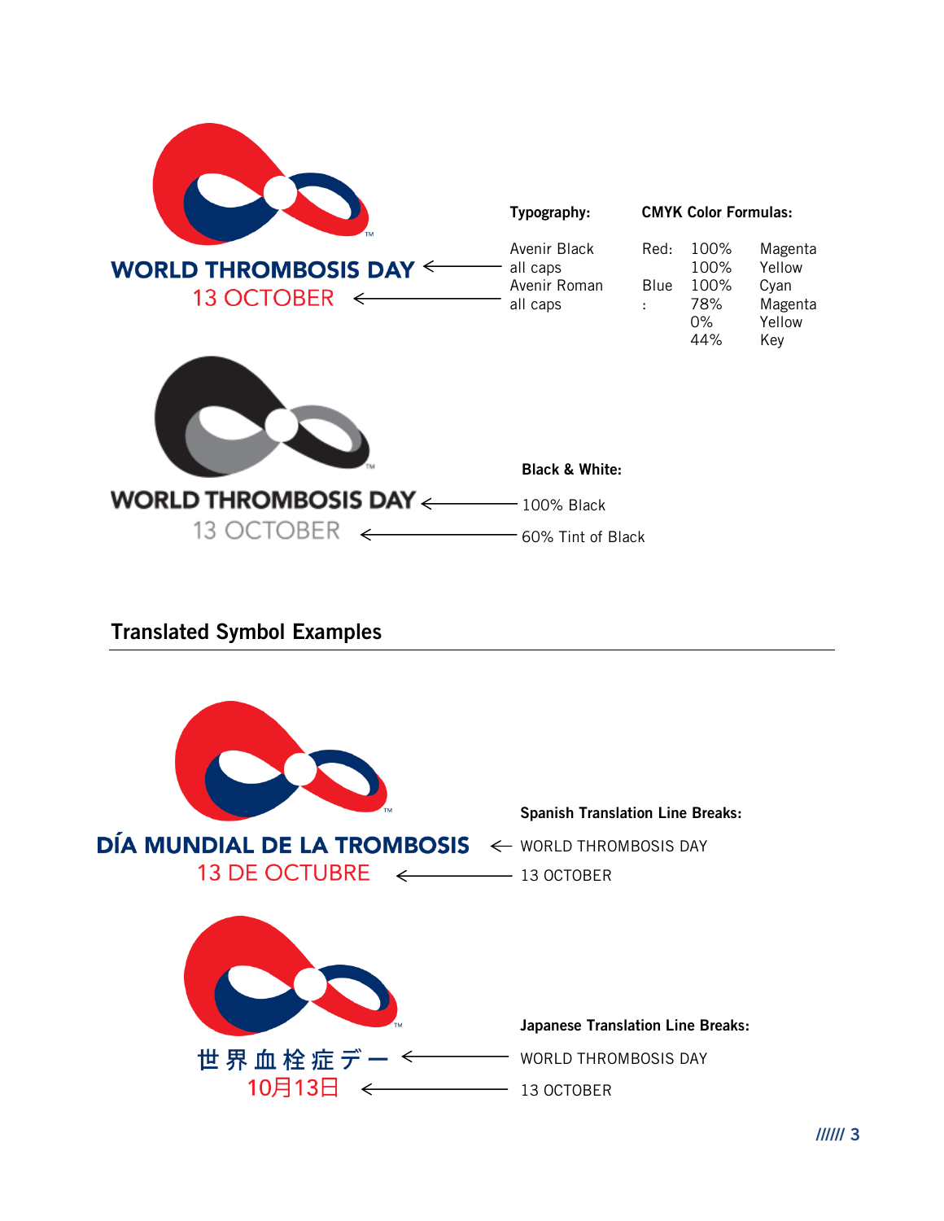WORLD THROMBOSIS DAY

13 OCTOBER

**Typography:**

Avenir Black all caps

Avenir Roman all caps

**CMYK Color Formulas:**

| | | |
|---|---|---|
| Red: | 100% | Magenta |
| | 100% | Yellow |
| Blue: | 100% | Cyan |
| | 78% | Magenta |
| | 0% | Yellow |
| | 44% | Key |

WORLD THROMBOSIS DAY

13 OCTOBER

**Black & White:**

100% Black

60% Tint of Black

## Translated Symbol Examples

DÍA MUNDIAL DE LA TROMBOSIS

13 DE OCTUBRE

**Spanish Translation Line Breaks:**

WORLD THROMBOSIS DAY

13 OCTOBER

世界血栓症デー

10月13日

**Japanese Translation Line Breaks:**

WORLD THROMBOSIS DAY

13 OCTOBER